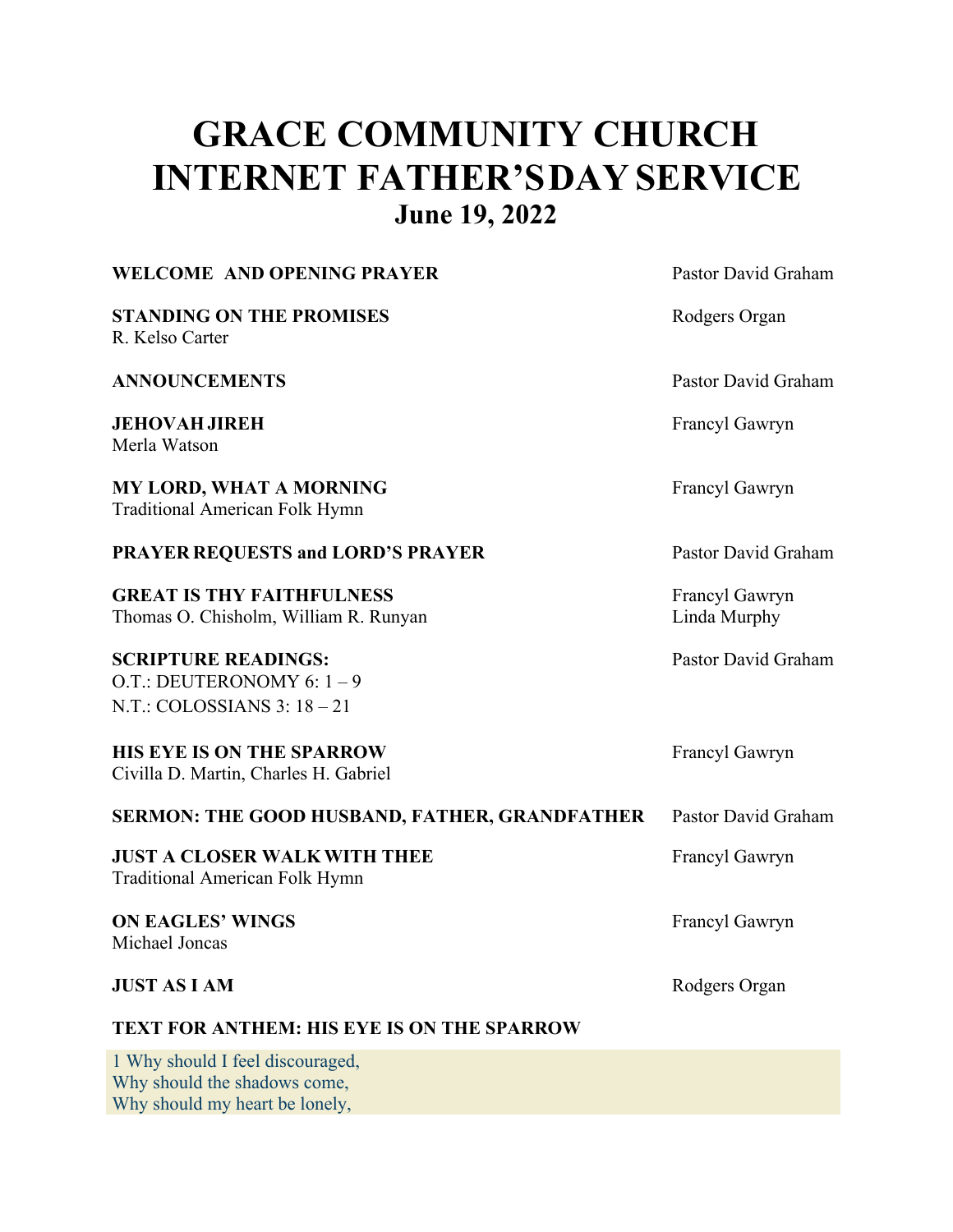# GRACE COMMUNITY CHURCH
# INTERNET FATHER'S DAY SERVICE
## June 19, 2022

| | |
|---|---|
| **WELCOME AND OPENING PRAYER** | Pastor David Graham |
| **STANDING ON THE PROMISES**<br>R. Kelso Carter | Rodgers Organ |
| **ANNOUNCEMENTS** | Pastor David Graham |
| **JEHOVAH JIREH**<br>Merla Watson | Francyl Gawryn |
| **MY LORD, WHAT A MORNING**<br>Traditional American Folk Hymn | Francyl Gawryn |
| **PRAYER REQUESTS and LORD'S PRAYER** | Pastor David Graham |
| **GREAT IS THY FAITHFULNESS**<br>Thomas O. Chisholm, William R. Runyan | Francyl Gawryn<br>Linda Murphy |
| **SCRIPTURE READINGS:**<br>O.T.: DEUTERONOMY 6: 1 – 9<br>N.T.: COLOSSIANS 3: 18 – 21 | Pastor David Graham |
| **HIS EYE IS ON THE SPARROW**<br>Civilla D. Martin, Charles H. Gabriel | Francyl Gawryn |
| **SERMON: THE GOOD HUSBAND, FATHER, GRANDFATHER** | Pastor David Graham |
| **JUST A CLOSER WALK WITH THEE**<br>Traditional American Folk Hymn | Francyl Gawryn |
| **ON EAGLES' WINGS**<br>Michael Joncas | Francyl Gawryn |
| **JUST AS I AM** | Rodgers Organ |

**TEXT FOR ANTHEM: HIS EYE IS ON THE SPARROW**

1 Why should I feel discouraged,
Why should the shadows come,
Why should my heart be lonely,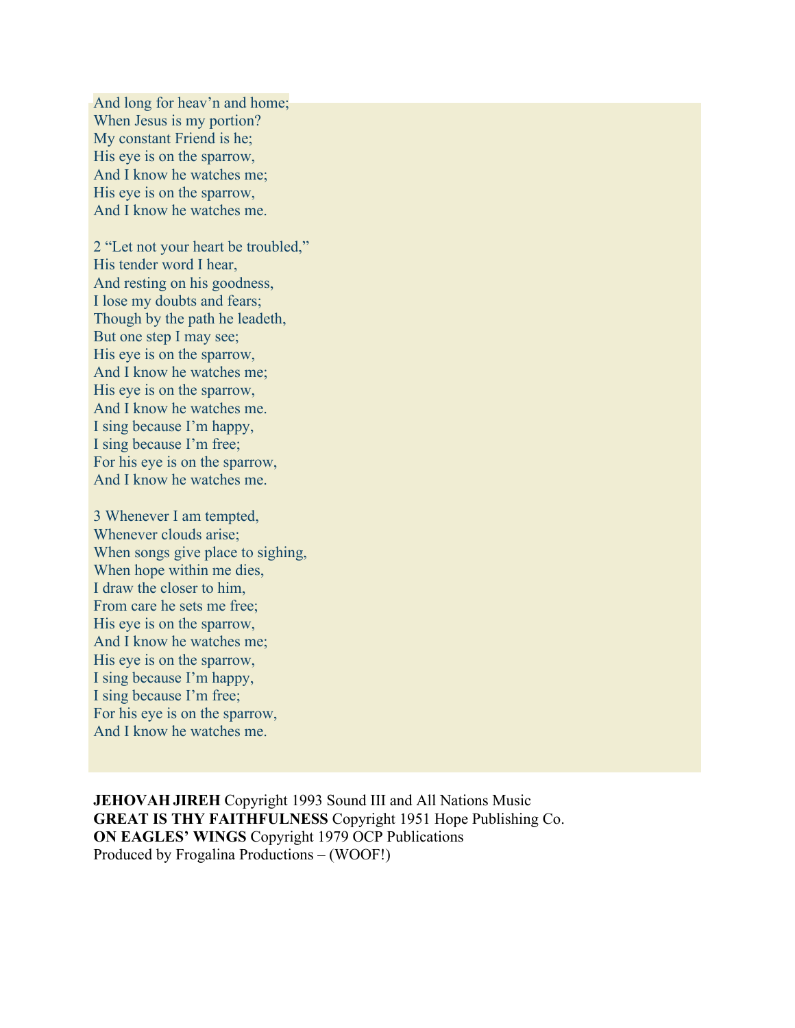And long for heav'n and home;
When Jesus is my portion?
My constant Friend is he;
His eye is on the sparrow,
And I know he watches me;
His eye is on the sparrow,
And I know he watches me.

2 "Let not your heart be troubled,"
His tender word I hear,
And resting on his goodness,
I lose my doubts and fears;
Though by the path he leadeth,
But one step I may see;
His eye is on the sparrow,
And I know he watches me;
His eye is on the sparrow,
And I know he watches me.
I sing because I'm happy,
I sing because I'm free;
For his eye is on the sparrow,
And I know he watches me.

3 Whenever I am tempted,
Whenever clouds arise;
When songs give place to sighing,
When hope within me dies,
I draw the closer to him,
From care he sets me free;
His eye is on the sparrow,
And I know he watches me;
His eye is on the sparrow,
I sing because I'm happy,
I sing because I'm free;
For his eye is on the sparrow,
And I know he watches me.

**JEHOVAH JIREH** Copyright 1993 Sound III and All Nations Music
**GREAT IS THY FAITHFULNESS** Copyright 1951 Hope Publishing Co.
**ON EAGLES' WINGS** Copyright 1979 OCP Publications
Produced by Frogalina Productions – (WOOF!)